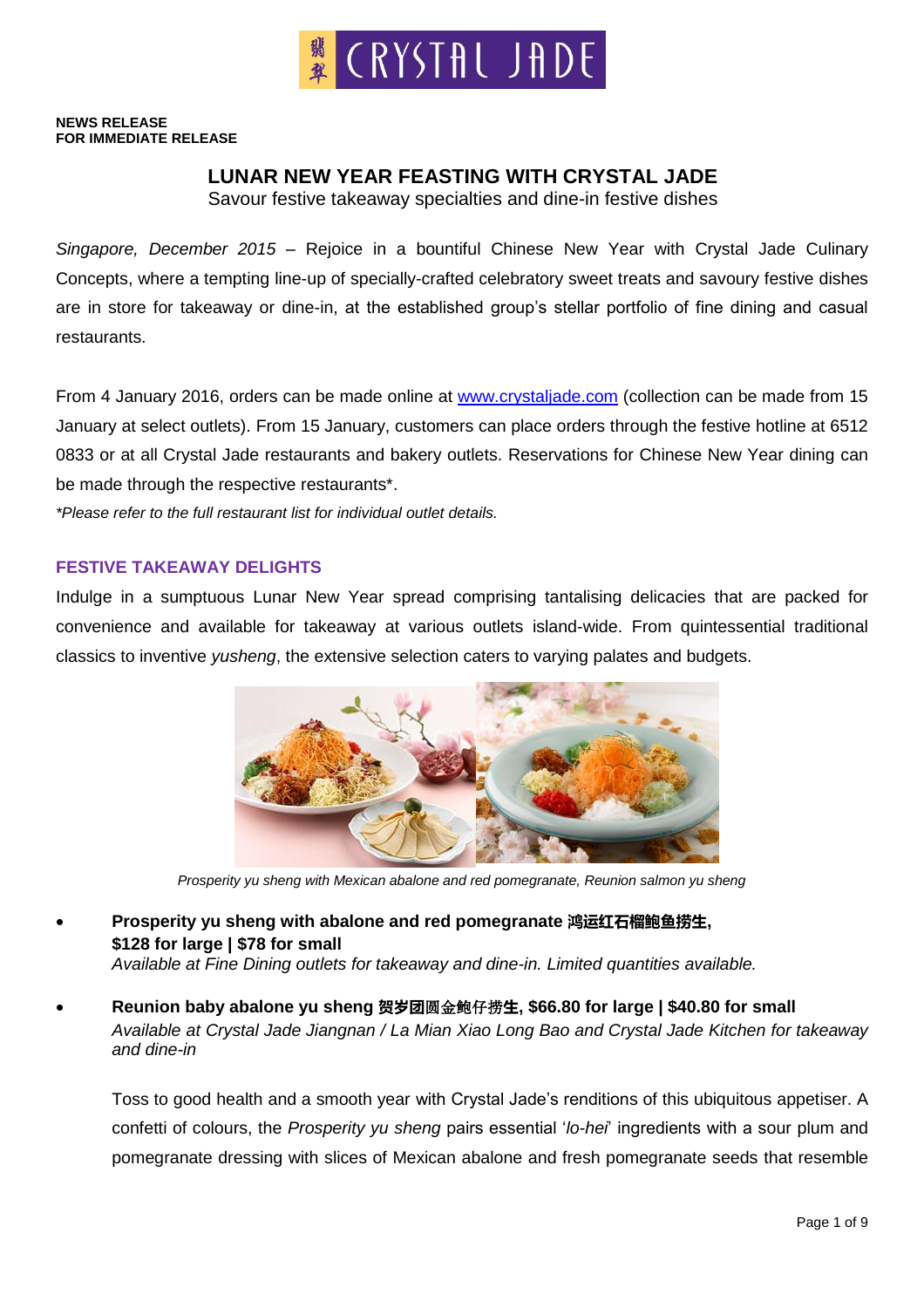**NEWS RELEASE**
**FOR IMMEDIATE RELEASE**

# LUNAR NEW YEAR FEASTING WITH CRYSTAL JADE

Savour festive takeaway specialties and dine-in festive dishes

*Singapore, December 2015* – Rejoice in a bountiful Chinese New Year with Crystal Jade Culinary Concepts, where a tempting line-up of specially-crafted celebratory sweet treats and savoury festive dishes are in store for takeaway or dine-in, at the established group's stellar portfolio of fine dining and casual restaurants.

From 4 January 2016, orders can be made online at [www.crystaljade.com](http://www.crystaljade.com) (collection can be made from 15 January at select outlets). From 15 January, customers can place orders through the festive hotline at 6512 0833 or at all Crystal Jade restaurants and bakery outlets. Reservations for Chinese New Year dining can be made through the respective restaurants*.

*\*Please refer to the full restaurant list for individual outlet details.*

## FESTIVE TAKEAWAY DELIGHTS

Indulge in a sumptuous Lunar New Year spread comprising tantalising delicacies that are packed for convenience and available for takeaway at various outlets island-wide. From quintessential traditional classics to inventive *yusheng*, the extensive selection caters to varying palates and budgets.

*Prosperity yu sheng with Mexican abalone and red pomegranate, Reunion salmon yu sheng*

- **Prosperity yu sheng with abalone and red pomegranate 鸿运红石榴鲍鱼捞生, $128 for large | $78 for small**
  *Available at Fine Dining outlets for takeaway and dine-in. Limited quantities available.*

- **Reunion baby abalone yu sheng 贺岁团圆金鲍仔捞生, $66.80 for large | $40.80 for small**
  *Available at Crystal Jade Jiangnan / La Mian Xiao Long Bao and Crystal Jade Kitchen for takeaway and dine-in*

  Toss to good health and a smooth year with Crystal Jade's renditions of this ubiquitous appetiser. A confetti of colours, the *Prosperity yu sheng* pairs essential '*lo-hei*' ingredients with a sour plum and pomegranate dressing with slices of Mexican abalone and fresh pomegranate seeds that resemble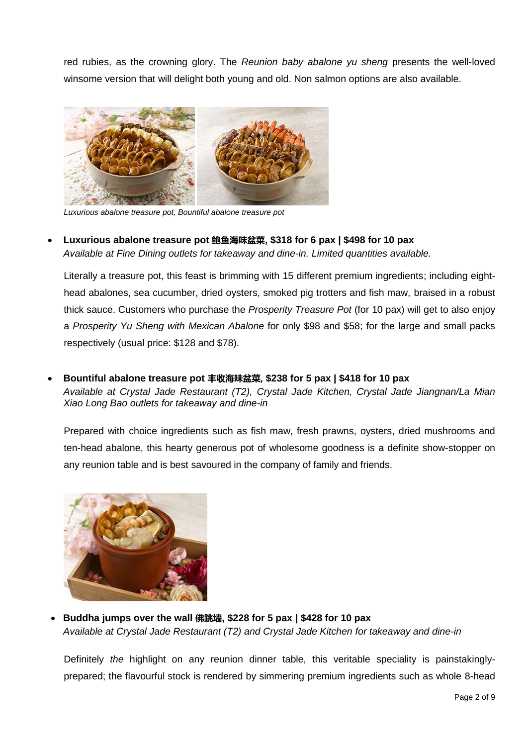red rubies, as the crowning glory. The *Reunion baby abalone yu sheng* presents the well-loved winsome version that will delight both young and old. Non salmon options are also available.

*Luxurious abalone treasure pot, Bountiful abalone treasure pot*

- **Luxurious abalone treasure pot 鲍鱼海味盆菜, $318 for 6 pax | $498 for 10 pax**
  *Available at Fine Dining outlets for takeaway and dine-in. Limited quantities available.*

  Literally a treasure pot, this feast is brimming with 15 different premium ingredients; including eight-head abalones, sea cucumber, dried oysters, smoked pig trotters and fish maw, braised in a robust thick sauce. Customers who purchase the *Prosperity Treasure Pot* (for 10 pax) will get to also enjoy a *Prosperity Yu Sheng with Mexican Abalone* for only $98 and $58; for the large and small packs respectively (usual price: $128 and $78).

- **Bountiful abalone treasure pot 丰收海味盆菜, $238 for 5 pax | $418 for 10 pax**
  *Available at Crystal Jade Restaurant (T2), Crystal Jade Kitchen, Crystal Jade Jiangnan/La Mian Xiao Long Bao outlets for takeaway and dine-in*

  Prepared with choice ingredients such as fish maw, fresh prawns, oysters, dried mushrooms and ten-head abalone, this hearty generous pot of wholesome goodness is a definite show-stopper on any reunion table and is best savoured in the company of family and friends.

- **Buddha jumps over the wall 佛跳墙, $228 for 5 pax | $428 for 10 pax**
  *Available at Crystal Jade Restaurant (T2) and Crystal Jade Kitchen for takeaway and dine-in*

  Definitely *the* highlight on any reunion dinner table, this veritable speciality is painstakingly-prepared; the flavourful stock is rendered by simmering premium ingredients such as whole 8-head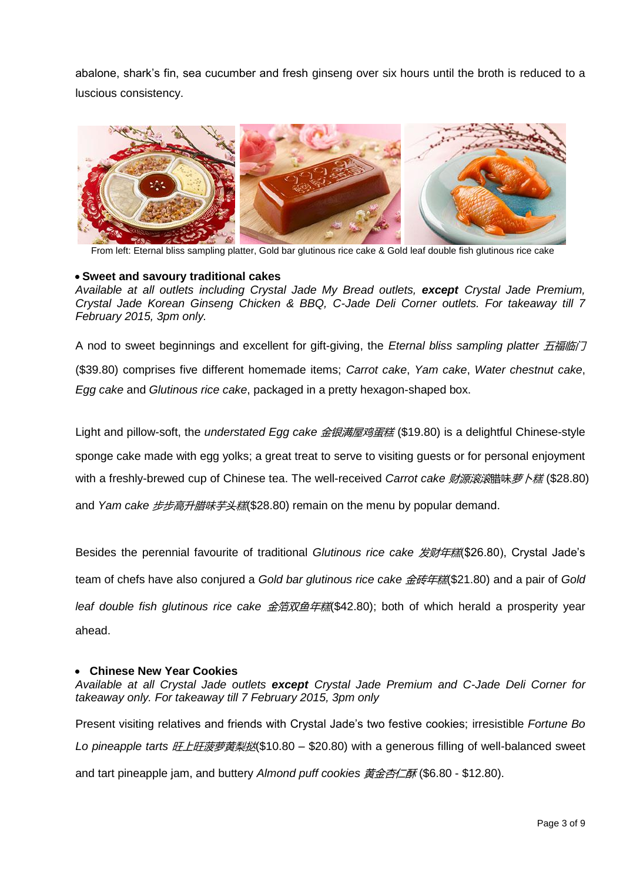abalone, shark's fin, sea cucumber and fresh ginseng over six hours until the broth is reduced to a luscious consistency.

From left: Eternal bliss sampling platter, Gold bar glutinous rice cake & Gold leaf double fish glutinous rice cake

- **Sweet and savoury traditional cakes**

*Available at all outlets including Crystal Jade My Bread outlets,* ***except*** *Crystal Jade Premium, Crystal Jade Korean Ginseng Chicken & BBQ, C-Jade Deli Corner outlets. For takeaway till 7 February 2015, 3pm only.*

A nod to sweet beginnings and excellent for gift-giving, the *Eternal bliss sampling platter 五福临门* ($39.80) comprises five different homemade items; *Carrot cake*, *Yam cake*, *Water chestnut cake*, *Egg cake* and *Glutinous rice cake*, packaged in a pretty hexagon-shaped box.

Light and pillow-soft, the *understated Egg cake 金银满屋鸡蛋糕* ($19.80) is a delightful Chinese-style sponge cake made with egg yolks; a great treat to serve to visiting guests or for personal enjoyment with a freshly-brewed cup of Chinese tea. The well-received *Carrot cake 财源滚滚*腊味*萝卜糕* ($28.80) and *Yam cake 步步高升腊味芋头糕*($28.80) remain on the menu by popular demand.

Besides the perennial favourite of traditional *Glutinous rice cake 发财年糕*($26.80), Crystal Jade's team of chefs have also conjured a *Gold bar glutinous rice cake 金砖年糕*($21.80) and a pair of *Gold leaf double fish glutinous rice cake 金箔双鱼年糕*($42.80); both of which herald a prosperity year ahead.

- **Chinese New Year Cookies**

*Available at all Crystal Jade outlets* ***except*** *Crystal Jade Premium and C-Jade Deli Corner for takeaway only. For takeaway till 7 February 2015, 3pm only*

Present visiting relatives and friends with Crystal Jade's two festive cookies; irresistible *Fortune Bo Lo pineapple tarts 旺上旺菠萝黄梨挞*($10.80 – $20.80) with a generous filling of well-balanced sweet and tart pineapple jam, and buttery *Almond puff cookies 黄金杏仁酥* ($6.80 - $12.80).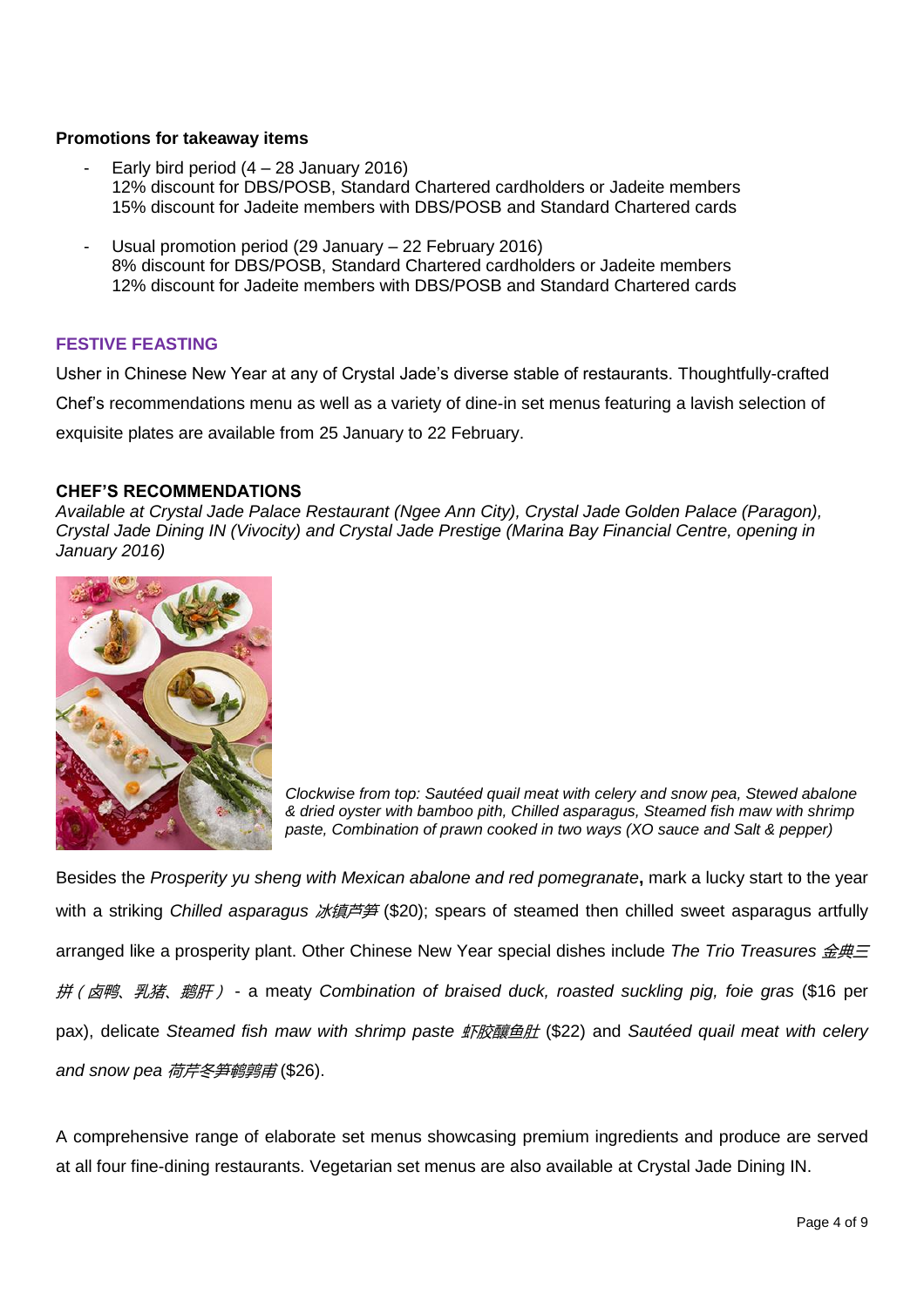**Promotions for takeaway items**

- Early bird period (4 – 28 January 2016)
  12% discount for DBS/POSB, Standard Chartered cardholders or Jadeite members
  15% discount for Jadeite members with DBS/POSB and Standard Chartered cards
- Usual promotion period (29 January – 22 February 2016)
  8% discount for DBS/POSB, Standard Chartered cardholders or Jadeite members
  12% discount for Jadeite members with DBS/POSB and Standard Chartered cards

## FESTIVE FEASTING

Usher in Chinese New Year at any of Crystal Jade's diverse stable of restaurants. Thoughtfully-crafted Chef's recommendations menu as well as a variety of dine-in set menus featuring a lavish selection of exquisite plates are available from 25 January to 22 February.

### CHEF'S RECOMMENDATIONS

*Available at Crystal Jade Palace Restaurant (Ngee Ann City), Crystal Jade Golden Palace (Paragon), Crystal Jade Dining IN (Vivocity) and Crystal Jade Prestige (Marina Bay Financial Centre, opening in January 2016)*

*Clockwise from top: Sautéed quail meat with celery and snow pea, Stewed abalone & dried oyster with bamboo pith, Chilled asparagus, Steamed fish maw with shrimp paste, Combination of prawn cooked in two ways (XO sauce and Salt & pepper)*

Besides the *Prosperity yu sheng with Mexican abalone and red pomegranate*, mark a lucky start to the year with a striking *Chilled asparagus 冰镇芦笋* ($20); spears of steamed then chilled sweet asparagus artfully arranged like a prosperity plant. Other Chinese New Year special dishes include *The Trio Treasures 金典三拼（卤鸭、乳猪、鹅肝）* - a meaty *Combination of braised duck, roasted suckling pig, foie gras* ($16 per pax), delicate *Steamed fish maw with shrimp paste 虾胶酿鱼肚* ($22) and *Sautéed quail meat with celery and snow pea 荷芹冬笋鹌鹑甫* ($26).

A comprehensive range of elaborate set menus showcasing premium ingredients and produce are served at all four fine-dining restaurants. Vegetarian set menus are also available at Crystal Jade Dining IN.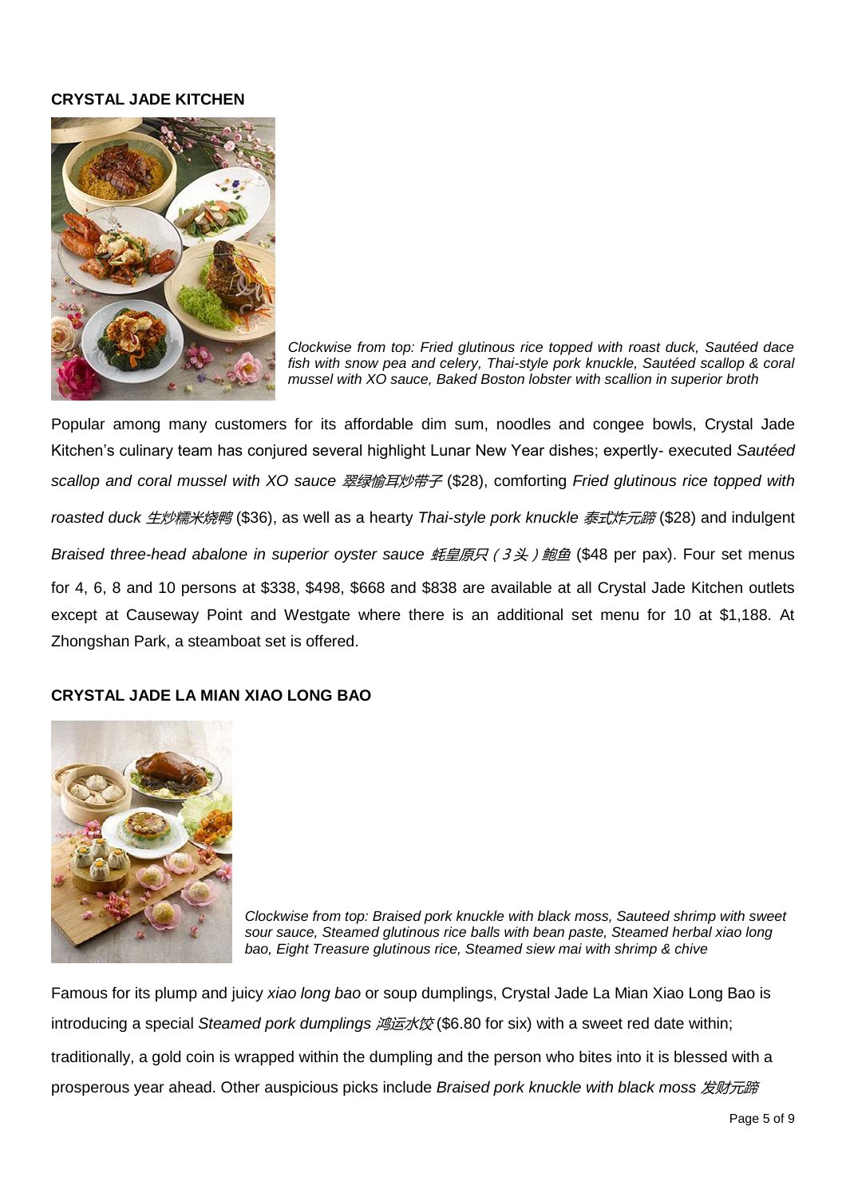**CRYSTAL JADE KITCHEN**

*Clockwise from top: Fried glutinous rice topped with roast duck, Sautéed dace fish with snow pea and celery, Thai-style pork knuckle, Sautéed scallop & coral mussel with XO sauce, Baked Boston lobster with scallion in superior broth*

Popular among many customers for its affordable dim sum, noodles and congee bowls, Crystal Jade Kitchen's culinary team has conjured several highlight Lunar New Year dishes; expertly- executed *Sautéed scallop and coral mussel with XO sauce 翠绿愉耳炒带子* ($28), comforting *Fried glutinous rice topped with roasted duck 生炒糯米烧鸭* ($36), as well as a hearty *Thai-style pork knuckle 泰式炸元蹄* ($28) and indulgent *Braised three-head abalone in superior oyster sauce 蚝皇原只（3头）鲍鱼* ($48 per pax). Four set menus for 4, 6, 8 and 10 persons at $338, $498, $668 and $838 are available at all Crystal Jade Kitchen outlets except at Causeway Point and Westgate where there is an additional set menu for 10 at $1,188. At Zhongshan Park, a steamboat set is offered.

**CRYSTAL JADE LA MIAN XIAO LONG BAO**

*Clockwise from top: Braised pork knuckle with black moss, Sauteed shrimp with sweet sour sauce, Steamed glutinous rice balls with bean paste, Steamed herbal xiao long bao, Eight Treasure glutinous rice, Steamed siew mai with shrimp & chive*

Famous for its plump and juicy *xiao long bao* or soup dumplings, Crystal Jade La Mian Xiao Long Bao is introducing a special *Steamed pork dumplings 鸿运水饺* ($6.80 for six) with a sweet red date within; traditionally, a gold coin is wrapped within the dumpling and the person who bites into it is blessed with a prosperous year ahead. Other auspicious picks include *Braised pork knuckle with black moss 发财元蹄*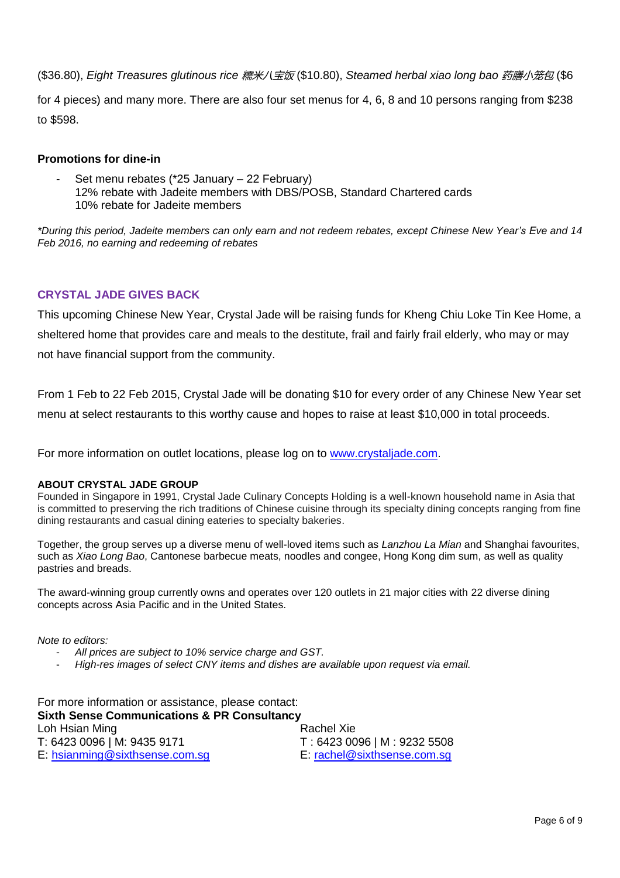($36.80), *Eight Treasures glutinous rice 糯米八宝饭* ($10.80), *Steamed herbal xiao long bao 药膳小笼包* ($6 for 4 pieces) and many more. There are also four set menus for 4, 6, 8 and 10 persons ranging from $238 to $598.

**Promotions for dine-in**

- Set menu rebates (*25 January – 22 February)
  12% rebate with Jadeite members with DBS/POSB, Standard Chartered cards
  10% rebate for Jadeite members

*\*During this period, Jadeite members can only earn and not redeem rebates, except Chinese New Year's Eve and 14 Feb 2016, no earning and redeeming of rebates*

## CRYSTAL JADE GIVES BACK

This upcoming Chinese New Year, Crystal Jade will be raising funds for Kheng Chiu Loke Tin Kee Home, a sheltered home that provides care and meals to the destitute, frail and fairly frail elderly, who may or may not have financial support from the community.

From 1 Feb to 22 Feb 2015, Crystal Jade will be donating $10 for every order of any Chinese New Year set menu at select restaurants to this worthy cause and hopes to raise at least $10,000 in total proceeds.

For more information on outlet locations, please log on to [www.crystaljade.com](http://www.crystaljade.com).

**ABOUT CRYSTAL JADE GROUP**

Founded in Singapore in 1991, Crystal Jade Culinary Concepts Holding is a well-known household name in Asia that is committed to preserving the rich traditions of Chinese cuisine through its specialty dining concepts ranging from fine dining restaurants and casual dining eateries to specialty bakeries.

Together, the group serves up a diverse menu of well-loved items such as *Lanzhou La Mian* and Shanghai favourites, such as *Xiao Long Bao*, Cantonese barbecue meats, noodles and congee, Hong Kong dim sum, as well as quality pastries and breads.

The award-winning group currently owns and operates over 120 outlets in 21 major cities with 22 diverse dining concepts across Asia Pacific and in the United States.

*Note to editors:*

- *All prices are subject to 10% service charge and GST.*
- *High-res images of select CNY items and dishes are available upon request via email.*

For more information or assistance, please contact:
**Sixth Sense Communications & PR Consultancy**

Loh Hsian Ming
T: 6423 0096 | M: 9435 9171
E: [hsianming@sixthsense.com.sg](mailto:hsianming@sixthsense.com.sg)

Rachel Xie
T : 6423 0096 | M : 9232 5508
E: [rachel@sixthsense.com.sg](mailto:rachel@sixthsense.com.sg)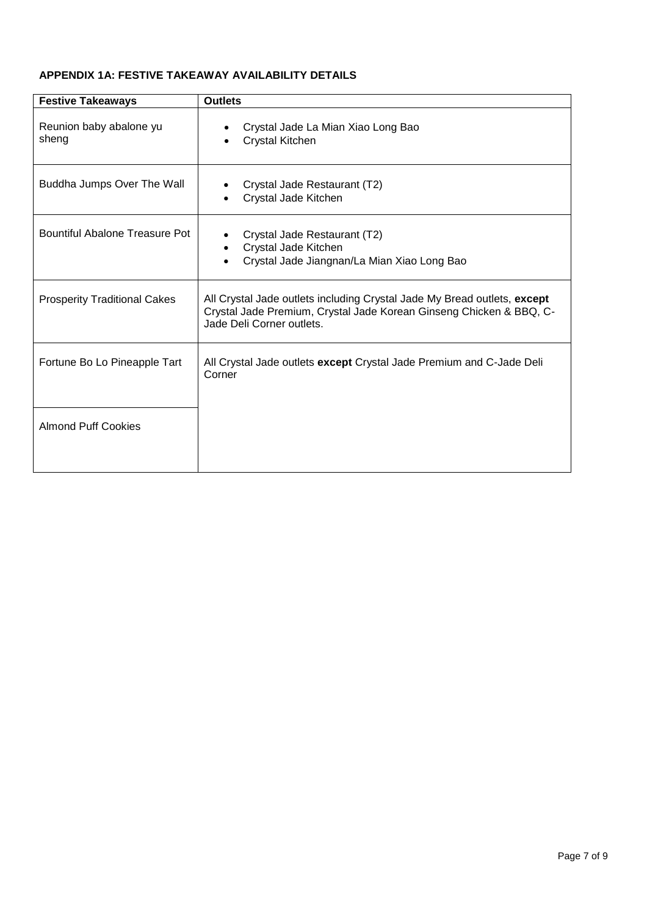**APPENDIX 1A: FESTIVE TAKEAWAY AVAILABILITY DETAILS**

| Festive Takeaways | Outlets |
|---|---|
| Reunion baby abalone yu sheng | • Crystal Jade La Mian Xiao Long Bao<br>• Crystal Kitchen |
| Buddha Jumps Over The Wall | • Crystal Jade Restaurant (T2)<br>• Crystal Jade Kitchen |
| Bountiful Abalone Treasure Pot | • Crystal Jade Restaurant (T2)<br>• Crystal Jade Kitchen<br>• Crystal Jade Jiangnan/La Mian Xiao Long Bao |
| Prosperity Traditional Cakes | All Crystal Jade outlets including Crystal Jade My Bread outlets, **except** Crystal Jade Premium, Crystal Jade Korean Ginseng Chicken & BBQ, C-Jade Deli Corner outlets. |
| Fortune Bo Lo Pineapple Tart | All Crystal Jade outlets **except** Crystal Jade Premium and C-Jade Deli Corner |
| Almond Puff Cookies | |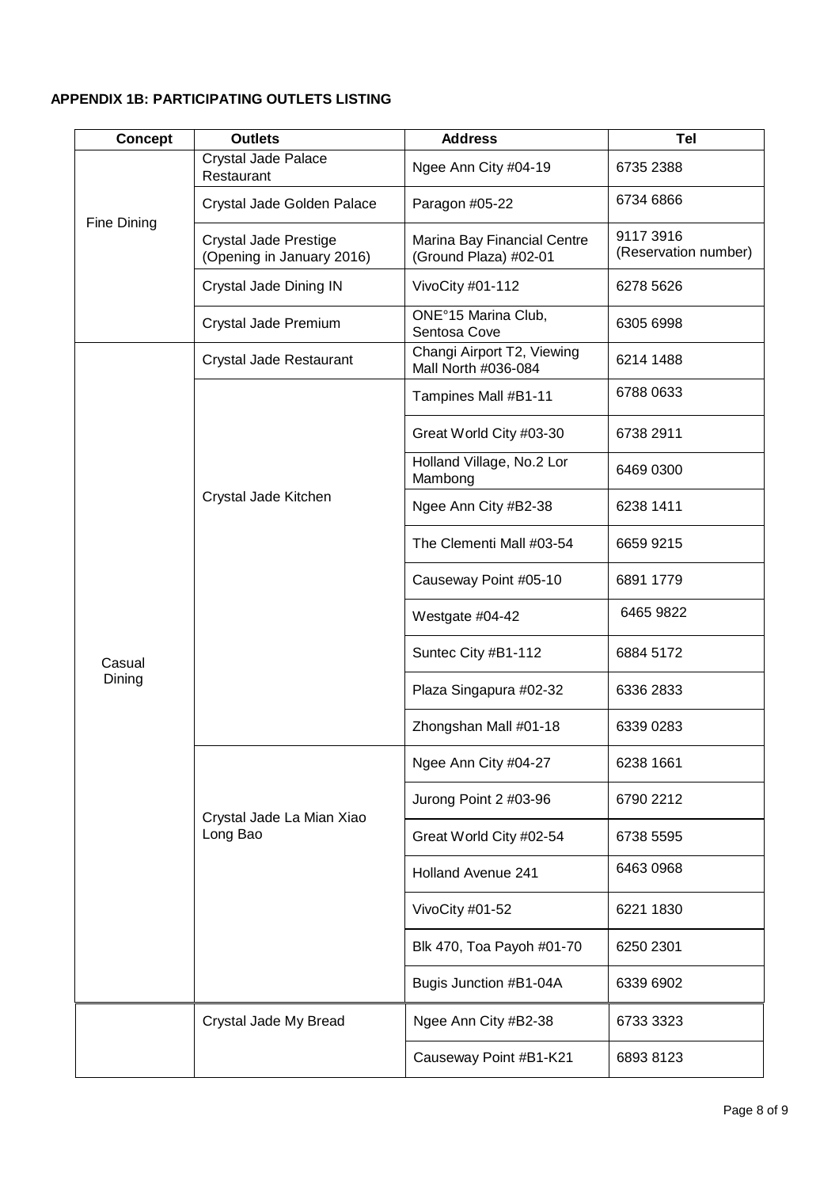## APPENDIX 1B: PARTICIPATING OUTLETS LISTING

| Concept | Outlets | Address | Tel |
|---|---|---|---|
| Fine Dining | Crystal Jade Palace Restaurant | Ngee Ann City #04-19 | 6735 2388 |
| | Crystal Jade Golden Palace | Paragon #05-22 | 6734 6866 |
| | Crystal Jade Prestige (Opening in January 2016) | Marina Bay Financial Centre (Ground Plaza) #02-01 | 9117 3916 (Reservation number) |
| | Crystal Jade Dining IN | VivoCity #01-112 | 6278 5626 |
| | Crystal Jade Premium | ONE°15 Marina Club, Sentosa Cove | 6305 6998 |
| Casual Dining | Crystal Jade Restaurant | Changi Airport T2, Viewing Mall North #036-084 | 6214 1488 |
| | Crystal Jade Kitchen | Tampines Mall #B1-11 | 6788 0633 |
| | | Great World City #03-30 | 6738 2911 |
| | | Holland Village, No.2 Lor Mambong | 6469 0300 |
| | | Ngee Ann City #B2-38 | 6238 1411 |
| | | The Clementi Mall #03-54 | 6659 9215 |
| | | Causeway Point #05-10 | 6891 1779 |
| | | Westgate #04-42 | 6465 9822 |
| | | Suntec City #B1-112 | 6884 5172 |
| | | Plaza Singapura #02-32 | 6336 2833 |
| | | Zhongshan Mall #01-18 | 6339 0283 |
| | Crystal Jade La Mian Xiao Long Bao | Ngee Ann City #04-27 | 6238 1661 |
| | | Jurong Point 2 #03-96 | 6790 2212 |
| | | Great World City #02-54 | 6738 5595 |
| | | Holland Avenue 241 | 6463 0968 |
| | | VivoCity #01-52 | 6221 1830 |
| | | Blk 470, Toa Payoh #01-70 | 6250 2301 |
| | | Bugis Junction #B1-04A | 6339 6902 |
| | Crystal Jade My Bread | Ngee Ann City #B2-38 | 6733 3323 |
| | | Causeway Point #B1-K21 | 6893 8123 |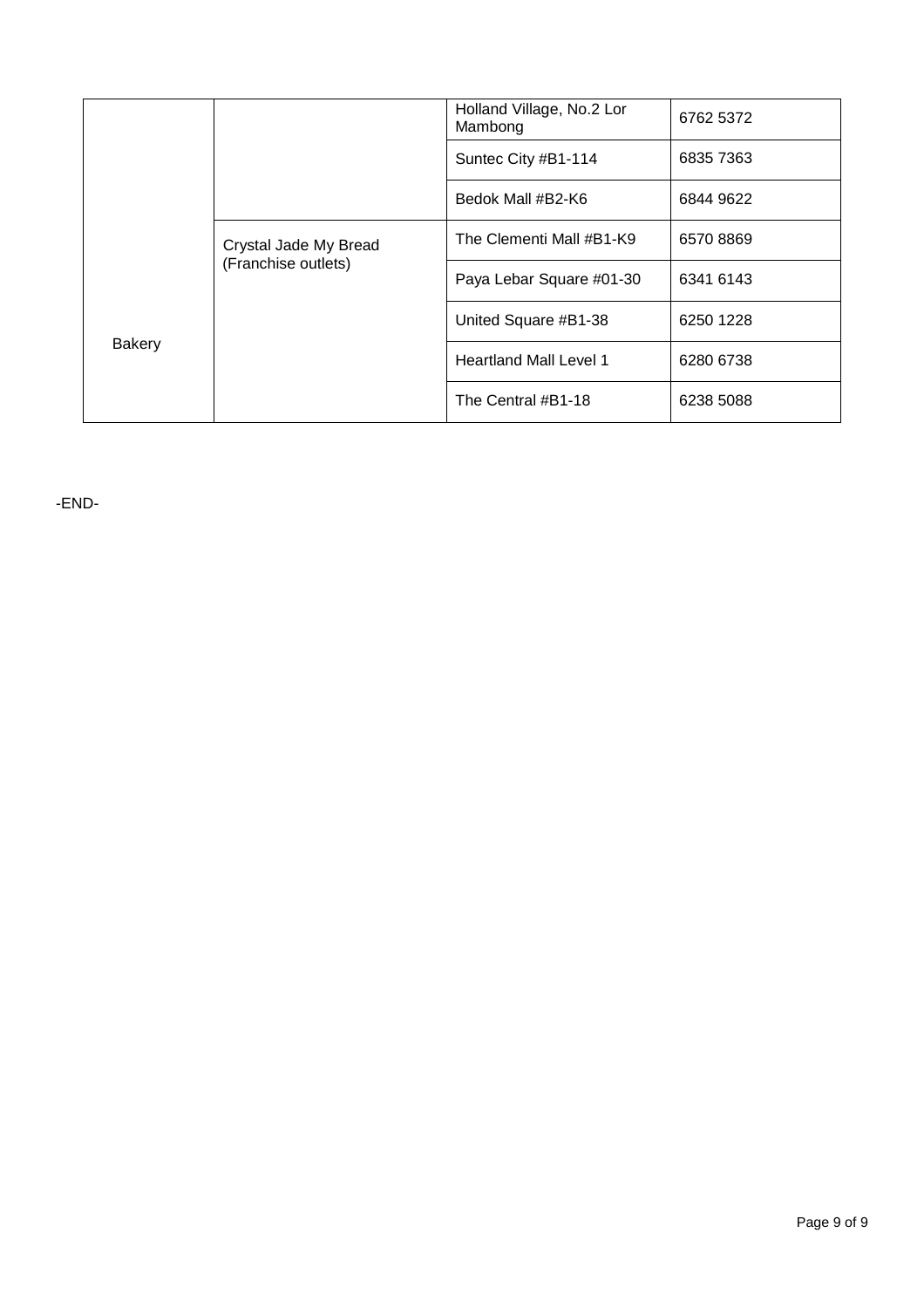| | | | |
|---|---|---|---|
| Bakery | | Holland Village, No.2 Lor Mambong | 6762 5372 |
| | | Suntec City #B1-114 | 6835 7363 |
| | | Bedok Mall #B2-K6 | 6844 9622 |
| | Crystal Jade My Bread (Franchise outlets) | The Clementi Mall #B1-K9 | 6570 8869 |
| | | Paya Lebar Square #01-30 | 6341 6143 |
| | | United Square #B1-38 | 6250 1228 |
| | | Heartland Mall Level 1 | 6280 6738 |
| | | The Central #B1-18 | 6238 5088 |

-END-